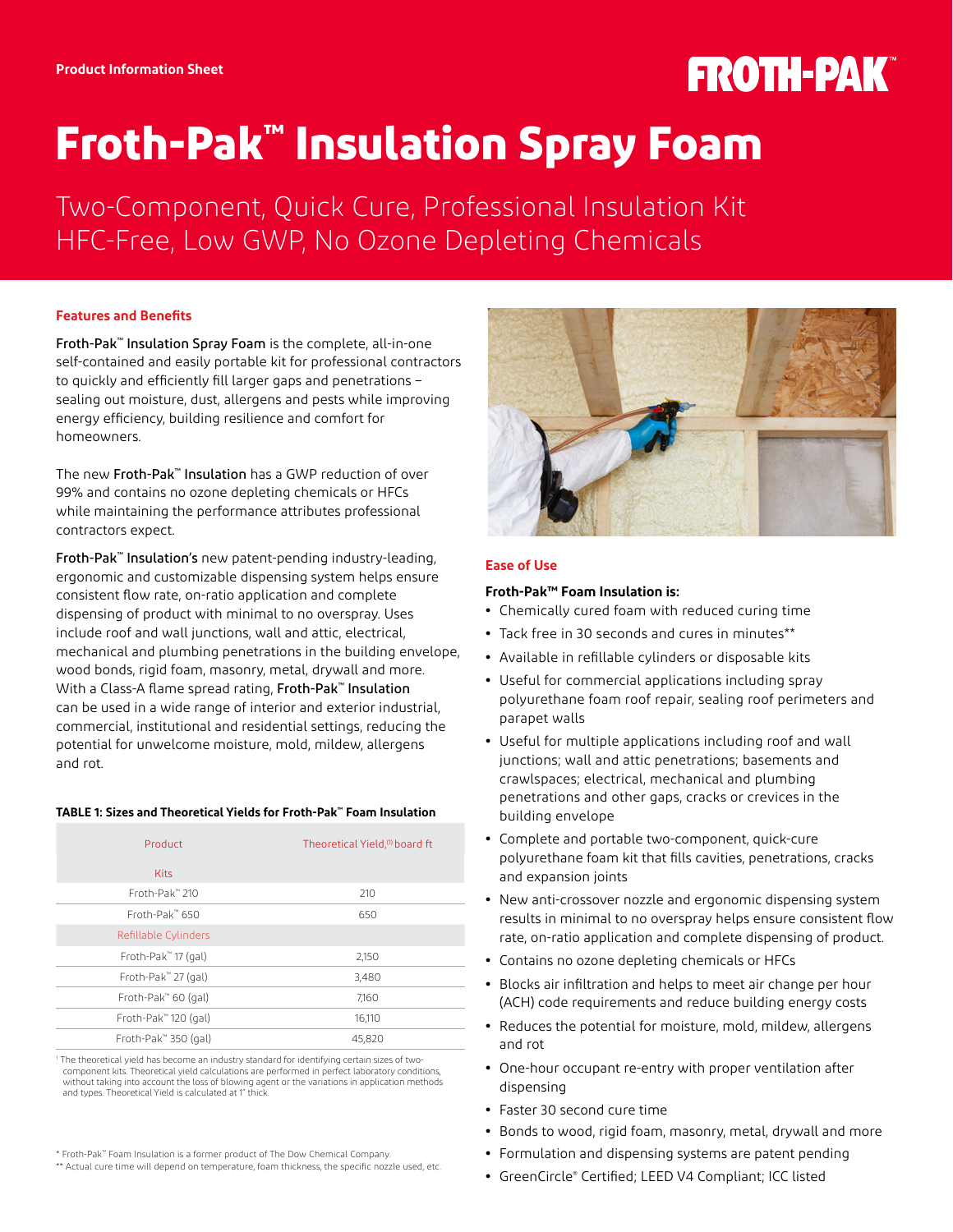Product Information Sheet

# Froth-Pak™ Insulation Spray Foam

## Two-Component, Quick Cure, Professional Insulation Kit
## HFC-Free, Low GWP, No Ozone Depleting Chemicals

### Features and Benefits

**Froth-Pak™ Insulation Spray Foam** is the complete, all-in-one self-contained and easily portable kit for professional contractors to quickly and efficiently fill larger gaps and penetrations – sealing out moisture, dust, allergens and pests while improving energy efficiency, building resilience and comfort for homeowners.

The new **Froth-Pak™ Insulation** has a GWP reduction of over 99% and contains no ozone depleting chemicals or HFCs while maintaining the performance attributes professional contractors expect.

**Froth-Pak™ Insulation's** new patent-pending industry-leading, ergonomic and customizable dispensing system helps ensure consistent flow rate, on-ratio application and complete dispensing of product with minimal to no overspray. Uses include roof and wall junctions, wall and attic, electrical, mechanical and plumbing penetrations in the building envelope, wood bonds, rigid foam, masonry, metal, drywall and more. With a Class-A flame spread rating, **Froth-Pak™ Insulation** can be used in a wide range of interior and exterior industrial, commercial, institutional and residential settings, reducing the potential for unwelcome moisture, mold, mildew, allergens and rot.

**TABLE 1: Sizes and Theoretical Yields for Froth-Pak™ Foam Insulation**

| Product | Theoretical Yield,[1] board ft |
|---|---|
| Kits | |
| Froth-Pak™ 210 | 210 |
| Froth-Pak™ 650 | 650 |
| Refillable Cylinders | |
| Froth-Pak™ 17 (gal) | 2,150 |
| Froth-Pak™ 27 (gal) | 3,480 |
| Froth-Pak™ 60 (gal) | 7,160 |
| Froth-Pak™ 120 (gal) | 16,110 |
| Froth-Pak™ 350 (gal) | 45,820 |

[1] The theoretical yield has become an industry standard for identifying certain sizes of two-component kits. Theoretical yield calculations are performed in perfect laboratory conditions, without taking into account the loss of blowing agent or the variations in application methods and types. Theoretical Yield is calculated at 1" thick.

### Ease of Use

**Froth-Pak™ Foam Insulation is:**

- Chemically cured foam with reduced curing time
- Tack free in 30 seconds and cures in minutes**
- Available in refillable cylinders or disposable kits
- Useful for commercial applications including spray polyurethane foam roof repair, sealing roof perimeters and parapet walls
- Useful for multiple applications including roof and wall junctions; wall and attic penetrations; basements and crawlspaces; electrical, mechanical and plumbing penetrations and other gaps, cracks or crevices in the building envelope
- Complete and portable two-component, quick-cure polyurethane foam kit that fills cavities, penetrations, cracks and expansion joints
- New anti-crossover nozzle and ergonomic dispensing system results in minimal to no overspray helps ensure consistent flow rate, on-ratio application and complete dispensing of product.
- Contains no ozone depleting chemicals or HFCs
- Blocks air infiltration and helps to meet air change per hour (ACH) code requirements and reduce building energy costs
- Reduces the potential for moisture, mold, mildew, allergens and rot
- One-hour occupant re-entry with proper ventilation after dispensing
- Faster 30 second cure time
- Bonds to wood, rigid foam, masonry, metal, drywall and more
- Formulation and dispensing systems are patent pending
- GreenCircle® Certified; LEED V4 Compliant; ICC listed

\* Froth-Pak™ Foam Insulation is a former product of The Dow Chemical Company.
\** Actual cure time will depend on temperature, foam thickness, the specific nozzle used, etc.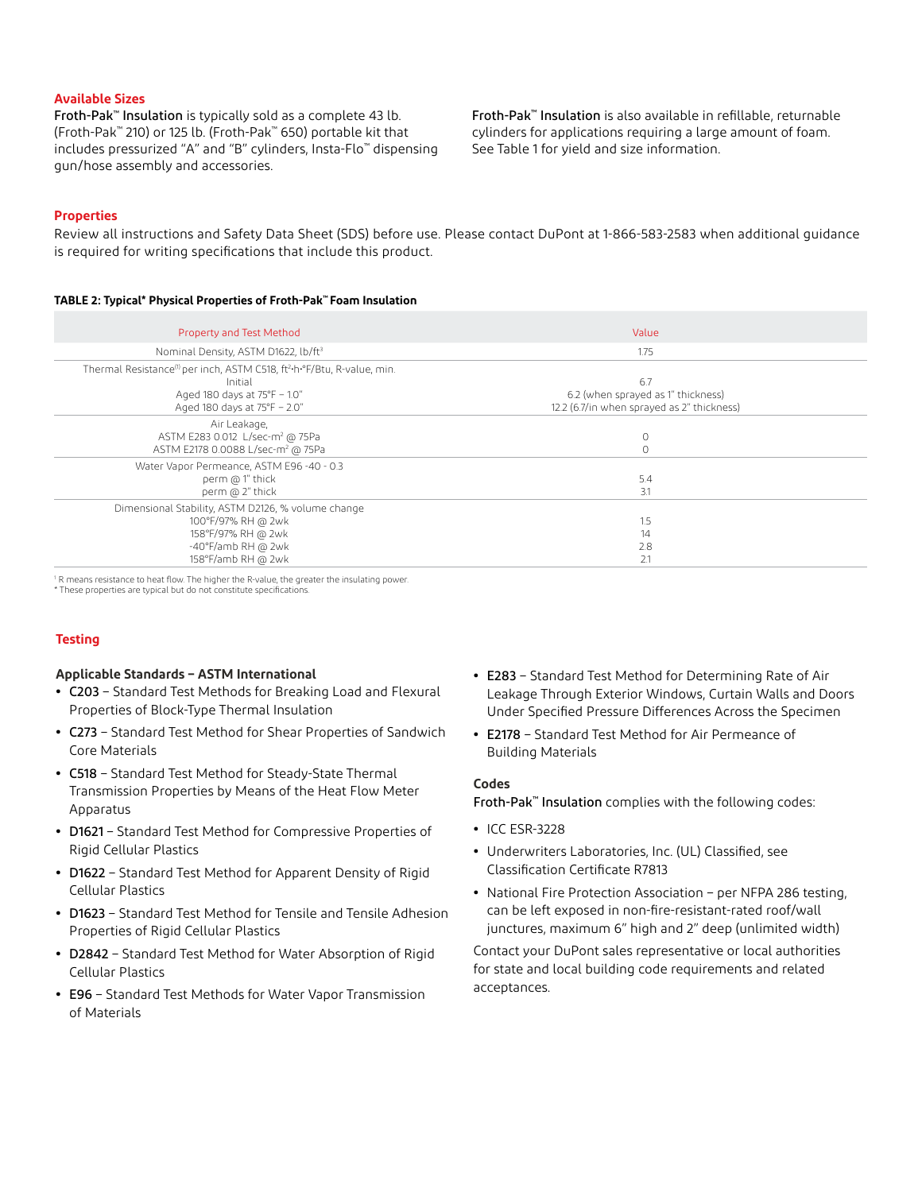## Available Sizes

**Froth-Pak™ Insulation** is typically sold as a complete 43 lb. (Froth-Pak™ 210) or 125 lb. (Froth-Pak™ 650) portable kit that includes pressurized "A" and "B" cylinders, Insta-Flo™ dispensing gun/hose assembly and accessories.

**Froth-Pak™ Insulation** is also available in refillable, returnable cylinders for applications requiring a large amount of foam. See Table 1 for yield and size information.

## Properties

Review all instructions and Safety Data Sheet (SDS) before use. Please contact DuPont at 1-866-583-2583 when additional guidance is required for writing specifications that include this product.

**TABLE 2: Typical* Physical Properties of Froth-Pak™ Foam Insulation**

| Property and Test Method | Value |
|---|---|
| Nominal Density, ASTM D1622, lb/ft$^3$ | 1.75 |
| Thermal Resistance[1] per inch, ASTM C518, ft$^2$·h·°F/Btu, R-value, min.<br>Initial<br>Aged 180 days at 75°F – 1.0"<br>Aged 180 days at 75°F – 2.0" | <br>6.7<br>6.2 (when sprayed as 1" thickness)<br>12.2 (6.7/in when sprayed as 2" thickness) |
| Air Leakage,<br>ASTM E283 0.012 L/sec-m$^2$ @ 75Pa<br>ASTM E2178 0.0088 L/sec-m$^2$ @ 75Pa | <br>0<br>0 |
| Water Vapor Permeance, ASTM E96 -40 - 0.3<br>perm @ 1" thick<br>perm @ 2" thick | <br>5.4<br>3.1 |
| Dimensional Stability, ASTM D2126, % volume change<br>100°F/97% RH @ 2wk<br>158°F/97% RH @ 2wk<br>-40°F/amb RH @ 2wk<br>158°F/amb RH @ 2wk | <br>1.5<br>14<br>2.8<br>2.1 |

[1] R means resistance to heat flow. The higher the R-value, the greater the insulating power.
* These properties are typical but do not constitute specifications.

## Testing

### Applicable Standards – ASTM International

- **C203** – Standard Test Methods for Breaking Load and Flexural Properties of Block-Type Thermal Insulation
- **C273** – Standard Test Method for Shear Properties of Sandwich Core Materials
- **C518** – Standard Test Method for Steady-State Thermal Transmission Properties by Means of the Heat Flow Meter Apparatus
- **D1621** – Standard Test Method for Compressive Properties of Rigid Cellular Plastics
- **D1622** – Standard Test Method for Apparent Density of Rigid Cellular Plastics
- **D1623** – Standard Test Method for Tensile and Tensile Adhesion Properties of Rigid Cellular Plastics
- **D2842** – Standard Test Method for Water Absorption of Rigid Cellular Plastics
- **E96** – Standard Test Methods for Water Vapor Transmission of Materials
- **E283** – Standard Test Method for Determining Rate of Air Leakage Through Exterior Windows, Curtain Walls and Doors Under Specified Pressure Differences Across the Specimen
- **E2178** – Standard Test Method for Air Permeance of Building Materials

### Codes

**Froth-Pak™ Insulation** complies with the following codes:

- ICC ESR-3228
- Underwriters Laboratories, Inc. (UL) Classified, see Classification Certificate R7813
- National Fire Protection Association – per NFPA 286 testing, can be left exposed in non-fire-resistant-rated roof/wall junctures, maximum 6" high and 2" deep (unlimited width)

Contact your DuPont sales representative or local authorities for state and local building code requirements and related acceptances.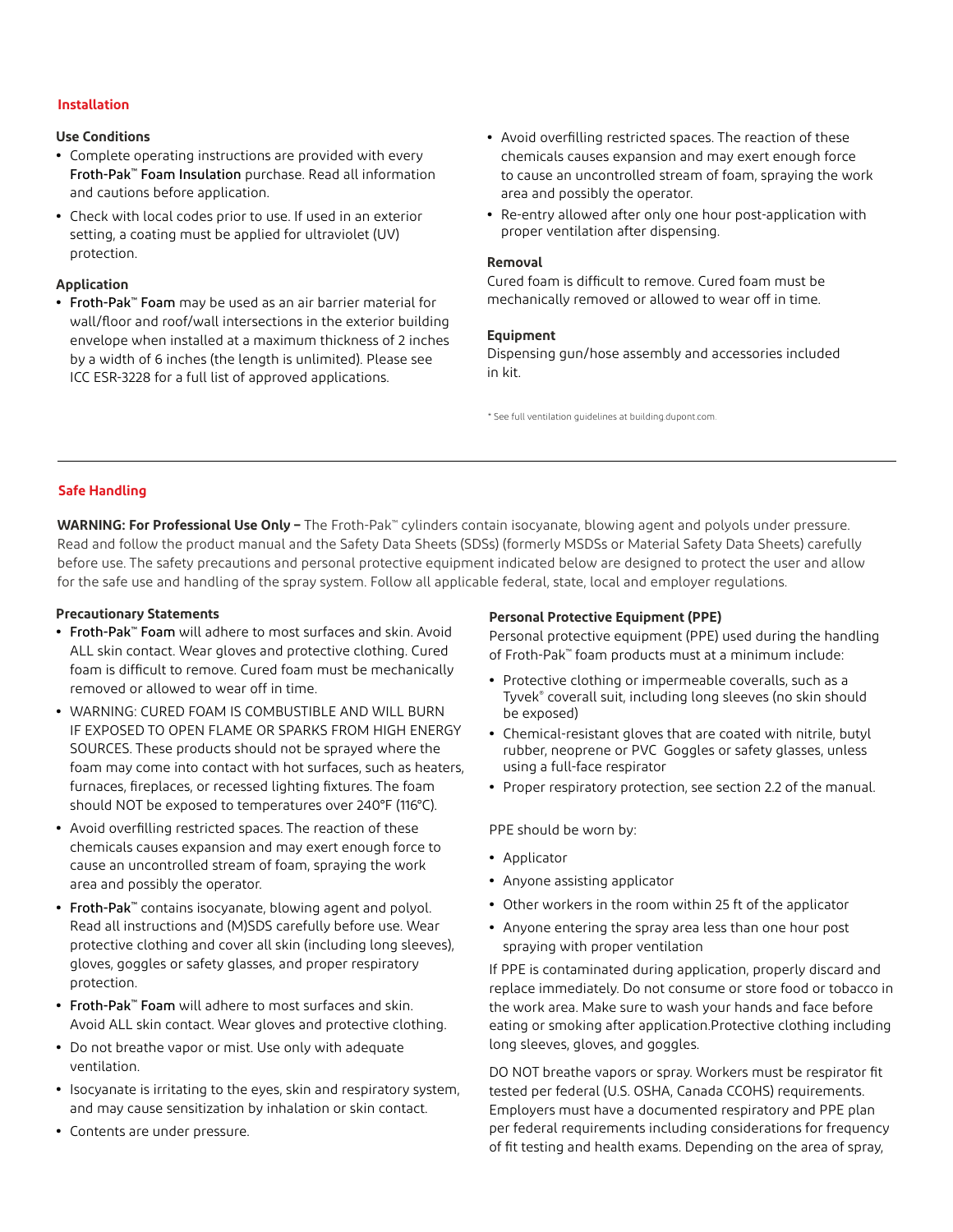## Installation

### Use Conditions

- Complete operating instructions are provided with every Froth-Pak™ Foam Insulation purchase. Read all information and cautions before application.
- Check with local codes prior to use. If used in an exterior setting, a coating must be applied for ultraviolet (UV) protection.

### Application

- Froth-Pak™ Foam may be used as an air barrier material for wall/floor and roof/wall intersections in the exterior building envelope when installed at a maximum thickness of 2 inches by a width of 6 inches (the length is unlimited). Please see ICC ESR-3228 for a full list of approved applications.
- Avoid overfilling restricted spaces. The reaction of these chemicals causes expansion and may exert enough force to cause an uncontrolled stream of foam, spraying the work area and possibly the operator.
- Re-entry allowed after only one hour post-application with proper ventilation after dispensing.

### Removal

Cured foam is difficult to remove. Cured foam must be mechanically removed or allowed to wear off in time.

### Equipment

Dispensing gun/hose assembly and accessories included in kit.

\* See full ventilation guidelines at building.dupont.com.

---

## Safe Handling

**WARNING: For Professional Use Only –** The Froth-Pak™ cylinders contain isocyanate, blowing agent and polyols under pressure. Read and follow the product manual and the Safety Data Sheets (SDSs) (formerly MSDSs or Material Safety Data Sheets) carefully before use. The safety precautions and personal protective equipment indicated below are designed to protect the user and allow for the safe use and handling of the spray system. Follow all applicable federal, state, local and employer regulations.

### Precautionary Statements

- Froth-Pak™ Foam will adhere to most surfaces and skin. Avoid ALL skin contact. Wear gloves and protective clothing. Cured foam is difficult to remove. Cured foam must be mechanically removed or allowed to wear off in time.
- WARNING: CURED FOAM IS COMBUSTIBLE AND WILL BURN IF EXPOSED TO OPEN FLAME OR SPARKS FROM HIGH ENERGY SOURCES. These products should not be sprayed where the foam may come into contact with hot surfaces, such as heaters, furnaces, fireplaces, or recessed lighting fixtures. The foam should NOT be exposed to temperatures over 240°F (116°C).
- Avoid overfilling restricted spaces. The reaction of these chemicals causes expansion and may exert enough force to cause an uncontrolled stream of foam, spraying the work area and possibly the operator.
- Froth-Pak™ contains isocyanate, blowing agent and polyol. Read all instructions and (M)SDS carefully before use. Wear protective clothing and cover all skin (including long sleeves), gloves, goggles or safety glasses, and proper respiratory protection.
- Froth-Pak™ Foam will adhere to most surfaces and skin. Avoid ALL skin contact. Wear gloves and protective clothing.
- Do not breathe vapor or mist. Use only with adequate ventilation.
- Isocyanate is irritating to the eyes, skin and respiratory system, and may cause sensitization by inhalation or skin contact.
- Contents are under pressure.

### Personal Protective Equipment (PPE)

Personal protective equipment (PPE) used during the handling of Froth-Pak™ foam products must at a minimum include:

- Protective clothing or impermeable coveralls, such as a Tyvek® coverall suit, including long sleeves (no skin should be exposed)
- Chemical-resistant gloves that are coated with nitrile, butyl rubber, neoprene or PVC Goggles or safety glasses, unless using a full-face respirator
- Proper respiratory protection, see section 2.2 of the manual.

PPE should be worn by:

- Applicator
- Anyone assisting applicator
- Other workers in the room within 25 ft of the applicator
- Anyone entering the spray area less than one hour post spraying with proper ventilation

If PPE is contaminated during application, properly discard and replace immediately. Do not consume or store food or tobacco in the work area. Make sure to wash your hands and face before eating or smoking after application.Protective clothing including long sleeves, gloves, and goggles.

DO NOT breathe vapors or spray. Workers must be respirator fit tested per federal (U.S. OSHA, Canada CCOHS) requirements. Employers must have a documented respiratory and PPE plan per federal requirements including considerations for frequency of fit testing and health exams. Depending on the area of spray,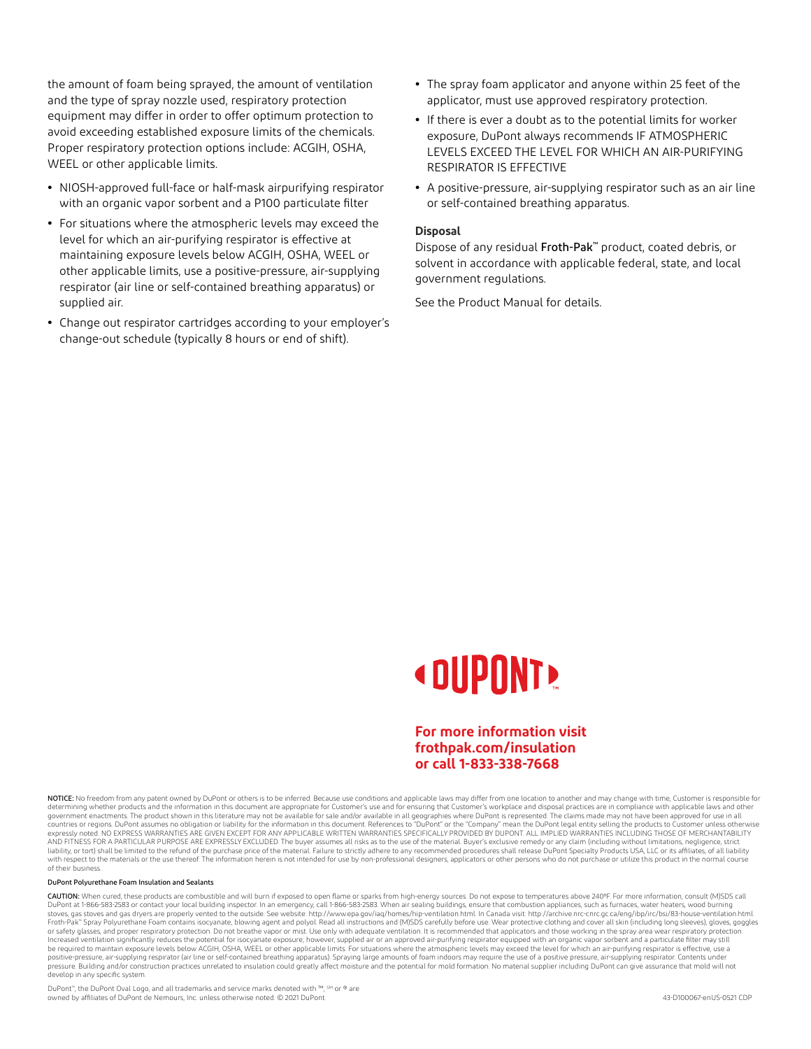the amount of foam being sprayed, the amount of ventilation and the type of spray nozzle used, respiratory protection equipment may differ in order to offer optimum protection to avoid exceeding established exposure limits of the chemicals. Proper respiratory protection options include: ACGIH, OSHA, WEEL or other applicable limits.

- NIOSH-approved full-face or half-mask airpurifying respirator with an organic vapor sorbent and a P100 particulate filter
- For situations where the atmospheric levels may exceed the level for which an air-purifying respirator is effective at maintaining exposure levels below ACGIH, OSHA, WEEL or other applicable limits, use a positive-pressure, air-supplying respirator (air line or self-contained breathing apparatus) or supplied air.
- Change out respirator cartridges according to your employer's change-out schedule (typically 8 hours or end of shift).
- The spray foam applicator and anyone within 25 feet of the applicator, must use approved respiratory protection.
- If there is ever a doubt as to the potential limits for worker exposure, DuPont always recommends IF ATMOSPHERIC LEVELS EXCEED THE LEVEL FOR WHICH AN AIR-PURIFYING RESPIRATOR IS EFFECTIVE
- A positive-pressure, air-supplying respirator such as an air line or self-contained breathing apparatus.

**Disposal**

Dispose of any residual Froth-Pak™ product, coated debris, or solvent in accordance with applicable federal, state, and local government regulations.

See the Product Manual for details.

DUPONT

**For more information visit frothpak.com/insulation or call 1-833-338-7668**

NOTICE: No freedom from any patent owned by DuPont or others is to be inferred. Because use conditions and applicable laws may differ from one location to another and may change with time, Customer is responsible for determining whether products and the information in this document are appropriate for Customer's use and for ensuring that Customer's workplace and disposal practices are in compliance with applicable laws and other government enactments. The product shown in this literature may not be available for sale and/or available in all geographies where DuPont is represented. The claims made may not have been approved for use in all countries or regions. DuPont assumes no obligation or liability for the information in this document. References to "DuPont" or the "Company" mean the DuPont legal entity selling the products to Customer unless otherwise expressly noted. NO EXPRESS WARRANTIES ARE GIVEN EXCEPT FOR ANY APPLICABLE WRITTEN WARRANTIES SPECIFICALLY PROVIDED BY DUPONT. ALL IMPLIED WARRANTIES INCLUDING THOSE OF MERCHANTABILITY AND FITNESS FOR A PARTICULAR PURPOSE ARE EXPRESSLY EXCLUDED. The buyer assumes all risks as to the use of the material. Buyer's exclusive remedy or any claim (including without limitations, negligence, strict liability, or tort) shall be limited to the refund of the purchase price of the material. Failure to strictly adhere to any recommended procedures shall release DuPont Specialty Products USA, LLC or its affiliates, of all liability with respect to the materials or the use thereof. The information herein is not intended for use by non-professional designers, applicators or other persons who do not purchase or utilize this product in the normal course of their business.

DuPont Polyurethane Foam Insulation and Sealants

CAUTION: When cured, these products are combustible and will burn if exposed to open flame or sparks from high-energy sources. Do not expose to temperatures above 240°F. For more information, consult (M)SDS call DuPont at 1-866-583-2583 or contact your local building inspector. In an emergency, call 1-866-583-2583. When air sealing buildings, ensure that combustion appliances, such as furnaces, water heaters, wood burning stoves, gas stoves and gas dryers are properly vented to the outside. See website: http://www.epa.gov/iaq/homes/hip-ventilation.html. In Canada visit: http://archive.nrc-cnrc.gc.ca/eng/ibp/irc/bsi/83-house-ventilation.html. Froth-Pak™ Spray Polyurethane Foam contains isocyanate, blowing agent and polyol. Read all instructions and (M)SDS carefully before use. Wear protective clothing and cover all skin (including long sleeves), gloves, goggles or safety glasses, and proper respiratory protection. Do not breathe vapor or mist. Use only with adequate ventilation. It is recommended that applicators and those working in the spray area wear respiratory protection. Increased ventilation significantly reduces the potential for isocyanate exposure; however, supplied air or an approved air-purifying respirator equipped with an organic vapor sorbent and a particulate filter may still be required to maintain exposure levels below ACGIH, OSHA, WEEL or other applicable limits. For situations where the atmospheric levels may exceed the level for which an air-purifying respirator is effective, use a positive-pressure, air-supplying respirator (air line or self-contained breathing apparatus). Spraying large amounts of foam indoors may require the use of a positive pressure, air-supplying respirator. Contents under pressure. Building and/or construction practices unrelated to insulation could greatly affect moisture and the potential for mold formation. No material supplier including DuPont can give assurance that mold will not develop in any specific system.

DuPont™, the DuPont Oval Logo, and all trademarks and service marks denoted with ™, SM or ® are owned by affiliates of DuPont de Nemours, Inc. unless otherwise noted. © 2021 DuPont.

43-D100067-enUS-0521 CDP